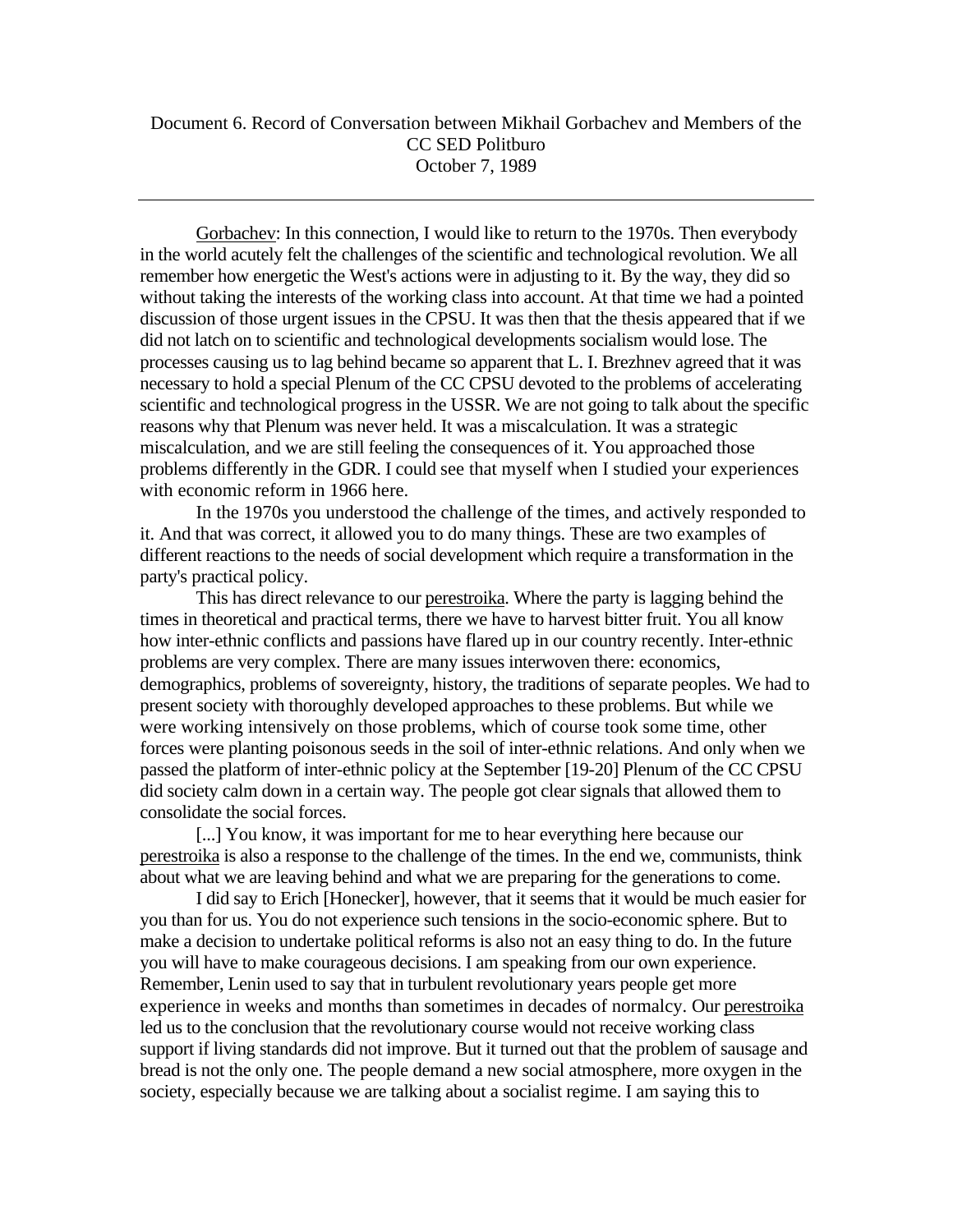Document 6. Record of Conversation between Mikhail Gorbachev and Members of the CC SED Politburo
October 7, 1989

---

Gorbachev: In this connection, I would like to return to the 1970s. Then everybody in the world acutely felt the challenges of the scientific and technological revolution. We all remember how energetic the West's actions were in adjusting to it. By the way, they did so without taking the interests of the working class into account. At that time we had a pointed discussion of those urgent issues in the CPSU. It was then that the thesis appeared that if we did not latch on to scientific and technological developments socialism would lose. The processes causing us to lag behind became so apparent that L. I. Brezhnev agreed that it was necessary to hold a special Plenum of the CC CPSU devoted to the problems of accelerating scientific and technological progress in the USSR. We are not going to talk about the specific reasons why that Plenum was never held. It was a miscalculation. It was a strategic miscalculation, and we are still feeling the consequences of it. You approached those problems differently in the GDR. I could see that myself when I studied your experiences with economic reform in 1966 here.

In the 1970s you understood the challenge of the times, and actively responded to it. And that was correct, it allowed you to do many things. These are two examples of different reactions to the needs of social development which require a transformation in the party's practical policy.

This has direct relevance to our perestroika. Where the party is lagging behind the times in theoretical and practical terms, there we have to harvest bitter fruit. You all know how inter-ethnic conflicts and passions have flared up in our country recently. Inter-ethnic problems are very complex. There are many issues interwoven there: economics, demographics, problems of sovereignty, history, the traditions of separate peoples. We had to present society with thoroughly developed approaches to these problems. But while we were working intensively on those problems, which of course took some time, other forces were planting poisonous seeds in the soil of inter-ethnic relations. And only when we passed the platform of inter-ethnic policy at the September [19-20] Plenum of the CC CPSU did society calm down in a certain way. The people got clear signals that allowed them to consolidate the social forces.

[...] You know, it was important for me to hear everything here because our perestroika is also a response to the challenge of the times. In the end we, communists, think about what we are leaving behind and what we are preparing for the generations to come.

I did say to Erich [Honecker], however, that it seems that it would be much easier for you than for us. You do not experience such tensions in the socio-economic sphere. But to make a decision to undertake political reforms is also not an easy thing to do. In the future you will have to make courageous decisions. I am speaking from our own experience. Remember, Lenin used to say that in turbulent revolutionary years people get more experience in weeks and months than sometimes in decades of normalcy. Our perestroika led us to the conclusion that the revolutionary course would not receive working class support if living standards did not improve. But it turned out that the problem of sausage and bread is not the only one. The people demand a new social atmosphere, more oxygen in the society, especially because we are talking about a socialist regime. I am saying this to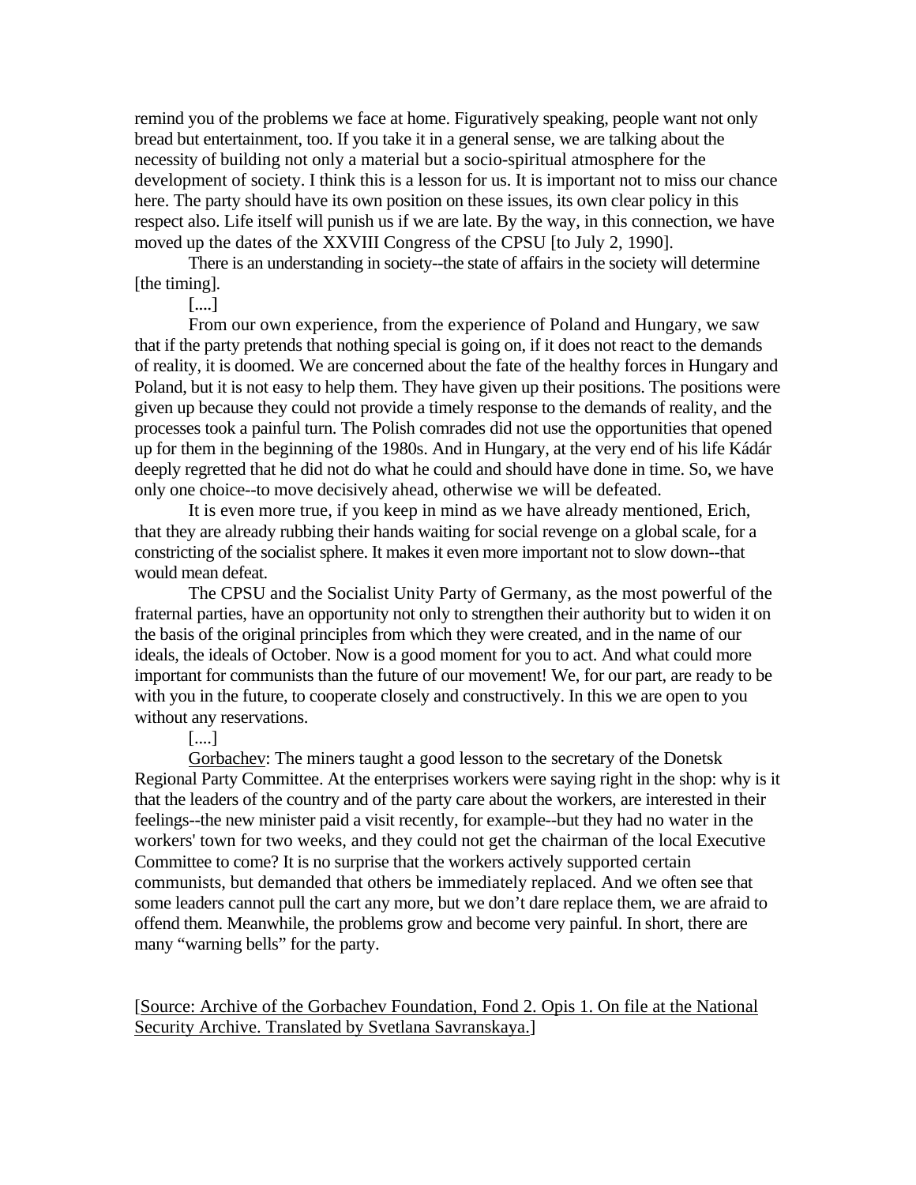remind you of the problems we face at home. Figuratively speaking, people want not only bread but entertainment, too. If you take it in a general sense, we are talking about the necessity of building not only a material but a socio-spiritual atmosphere for the development of society. I think this is a lesson for us. It is important not to miss our chance here. The party should have its own position on these issues, its own clear policy in this respect also. Life itself will punish us if we are late. By the way, in this connection, we have moved up the dates of the XXVIII Congress of the CPSU [to July 2, 1990].

There is an understanding in society--the state of affairs in the society will determine [the timing].

[....]

From our own experience, from the experience of Poland and Hungary, we saw that if the party pretends that nothing special is going on, if it does not react to the demands of reality, it is doomed. We are concerned about the fate of the healthy forces in Hungary and Poland, but it is not easy to help them. They have given up their positions. The positions were given up because they could not provide a timely response to the demands of reality, and the processes took a painful turn. The Polish comrades did not use the opportunities that opened up for them in the beginning of the 1980s. And in Hungary, at the very end of his life Kádár deeply regretted that he did not do what he could and should have done in time. So, we have only one choice--to move decisively ahead, otherwise we will be defeated.

It is even more true, if you keep in mind as we have already mentioned, Erich, that they are already rubbing their hands waiting for social revenge on a global scale, for a constricting of the socialist sphere. It makes it even more important not to slow down--that would mean defeat.

The CPSU and the Socialist Unity Party of Germany, as the most powerful of the fraternal parties, have an opportunity not only to strengthen their authority but to widen it on the basis of the original principles from which they were created, and in the name of our ideals, the ideals of October. Now is a good moment for you to act. And what could more important for communists than the future of our movement! We, for our part, are ready to be with you in the future, to cooperate closely and constructively. In this we are open to you without any reservations.

[....]

Gorbachev: The miners taught a good lesson to the secretary of the Donetsk Regional Party Committee. At the enterprises workers were saying right in the shop: why is it that the leaders of the country and of the party care about the workers, are interested in their feelings--the new minister paid a visit recently, for example--but they had no water in the workers' town for two weeks, and they could not get the chairman of the local Executive Committee to come? It is no surprise that the workers actively supported certain communists, but demanded that others be immediately replaced. And we often see that some leaders cannot pull the cart any more, but we don't dare replace them, we are afraid to offend them. Meanwhile, the problems grow and become very painful. In short, there are many "warning bells" for the party.

[Source: Archive of the Gorbachev Foundation, Fond 2. Opis 1. On file at the National Security Archive. Translated by Svetlana Savranskaya.]